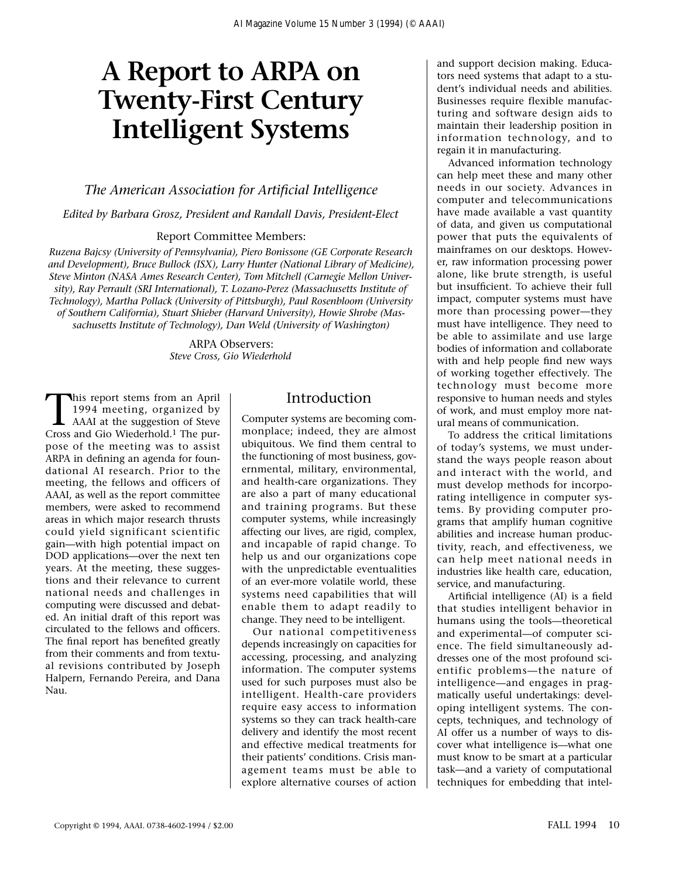# A Report to ARPA on Twenty-First Century Intelligent Systems

*The American Association for Artificial Intelligence*

*Edited by Barbara Grosz, President and Randall Davis, President-Elect*

Report Committee Members:

*Ruzena Bajcsy (University of Pennsylvania), Piero Bonissone (GE Corporate Research and Development), Bruce Bullock (ISX), Larry Hunter (National Library of Medicine), Steve Minton (NASA Ames Research Center), Tom Mitchell (Carnegie Mellon University), Ray Perrault (SRI International), T. Lozano-Perez (Massachusetts Institute of Technology), Martha Pollack (University of Pittsburgh), Paul Rosenbloom (University of Southern California), Stuart Shieber (Harvard University), Howie Shrobe (Massachusetts Institute of Technology), Dan Weld (University of Washington)*

ARPA Observers:
*Steve Cross, Gio Wiederhold*

This report stems from an April 1994 meeting, organized by AAAI at the suggestion of Steve Cross and Gio Wiederhold.[1] The purpose of the meeting was to assist ARPA in defining an agenda for foundational AI research. Prior to the meeting, the fellows and officers of AAAI, as well as the report committee members, were asked to recommend areas in which major research thrusts could yield significant scientific gain—with high potential impact on DOD applications—over the next ten years. At the meeting, these suggestions and their relevance to current national needs and challenges in computing were discussed and debated. An initial draft of this report was circulated to the fellows and officers. The final report has benefited greatly from their comments and from textual revisions contributed by Joseph Halpern, Fernando Pereira, and Dana Nau.

## Introduction

Computer systems are becoming commonplace; indeed, they are almost ubiquitous. We find them central to the functioning of most business, governmental, military, environmental, and health-care organizations. They are also a part of many educational and training programs. But these computer systems, while increasingly affecting our lives, are rigid, complex, and incapable of rapid change. To help us and our organizations cope with the unpredictable eventualities of an ever-more volatile world, these systems need capabilities that will enable them to adapt readily to change. They need to be intelligent.

Our national competitiveness depends increasingly on capacities for accessing, processing, and analyzing information. The computer systems used for such purposes must also be intelligent. Health-care providers require easy access to information systems so they can track health-care delivery and identify the most recent and effective medical treatments for their patients' conditions. Crisis management teams must be able to explore alternative courses of action and support decision making. Educators need systems that adapt to a student's individual needs and abilities. Businesses require flexible manufacturing and software design aids to maintain their leadership position in information technology, and to regain it in manufacturing.

Advanced information technology can help meet these and many other needs in our society. Advances in computer and telecommunications have made available a vast quantity of data, and given us computational power that puts the equivalents of mainframes on our desktops. However, raw information processing power alone, like brute strength, is useful but insufficient. To achieve their full impact, computer systems must have more than processing power—they must have intelligence. They need to be able to assimilate and use large bodies of information and collaborate with and help people find new ways of working together effectively. The technology must become more responsive to human needs and styles of work, and must employ more natural means of communication.

To address the critical limitations of today's systems, we must understand the ways people reason about and interact with the world, and must develop methods for incorporating intelligence in computer systems. By providing computer programs that amplify human cognitive abilities and increase human productivity, reach, and effectiveness, we can help meet national needs in industries like health care, education, service, and manufacturing.

Artificial intelligence (AI) is a field that studies intelligent behavior in humans using the tools—theoretical and experimental—of computer science. The field simultaneously addresses one of the most profound scientific problems—the nature of intelligence—and engages in pragmatically useful undertakings: developing intelligent systems. The concepts, techniques, and technology of AI offer us a number of ways to discover what intelligence is—what one must know to be smart at a particular task—and a variety of computational techniques for embedding that intel-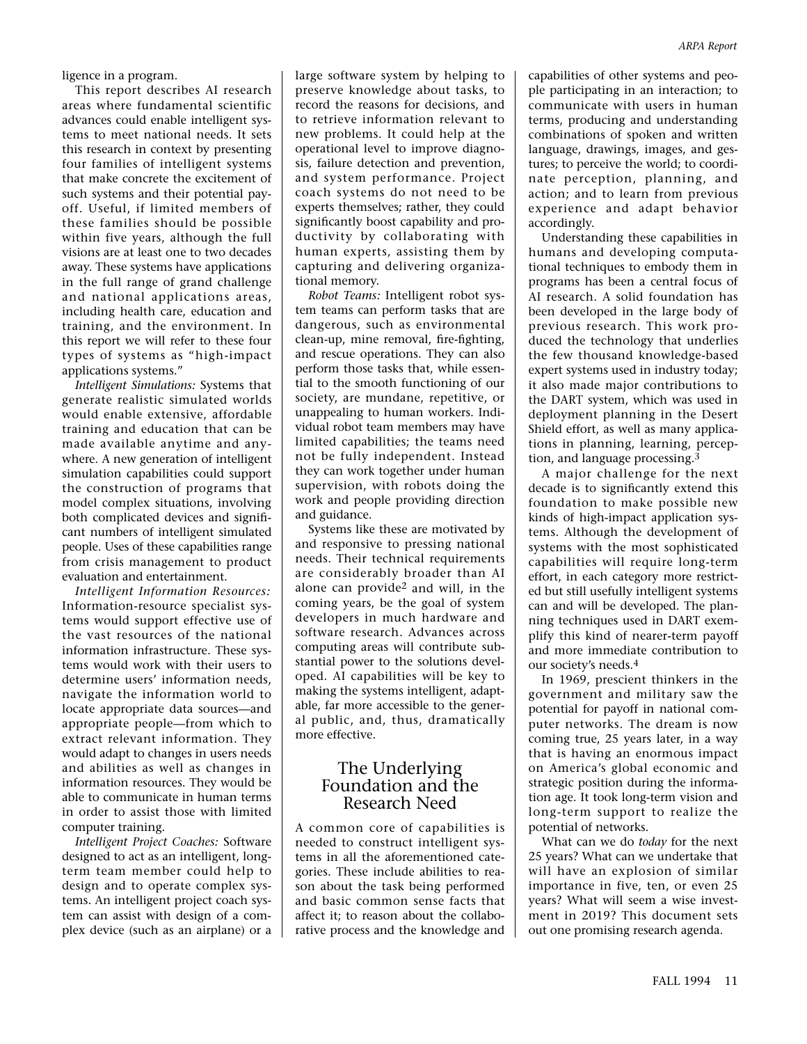ligence in a program.

This report describes AI research areas where fundamental scientific advances could enable intelligent systems to meet national needs. It sets this research in context by presenting four families of intelligent systems that make concrete the excitement of such systems and their potential payoff. Useful, if limited members of these families should be possible within five years, although the full visions are at least one to two decades away. These systems have applications in the full range of grand challenge and national applications areas, including health care, education and training, and the environment. In this report we will refer to these four types of systems as "high-impact applications systems."

*Intelligent Simulations:* Systems that generate realistic simulated worlds would enable extensive, affordable training and education that can be made available anytime and anywhere. A new generation of intelligent simulation capabilities could support the construction of programs that model complex situations, involving both complicated devices and significant numbers of intelligent simulated people. Uses of these capabilities range from crisis management to product evaluation and entertainment.

*Intelligent Information Resources:* Information-resource specialist systems would support effective use of the vast resources of the national information infrastructure. These systems would work with their users to determine users' information needs, navigate the information world to locate appropriate data sources—and appropriate people—from which to extract relevant information. They would adapt to changes in users needs and abilities as well as changes in information resources. They would be able to communicate in human terms in order to assist those with limited computer training.

*Intelligent Project Coaches:* Software designed to act as an intelligent, long-term team member could help to design and to operate complex systems. An intelligent project coach system can assist with design of a complex device (such as an airplane) or a large software system by helping to preserve knowledge about tasks, to record the reasons for decisions, and to retrieve information relevant to new problems. It could help at the operational level to improve diagnosis, failure detection and prevention, and system performance. Project coach systems do not need to be experts themselves; rather, they could significantly boost capability and productivity by collaborating with human experts, assisting them by capturing and delivering organizational memory.

*Robot Teams:* Intelligent robot system teams can perform tasks that are dangerous, such as environmental clean-up, mine removal, fire-fighting, and rescue operations. They can also perform those tasks that, while essential to the smooth functioning of our society, are mundane, repetitive, or unappealing to human workers. Individual robot team members may have limited capabilities; the teams need not be fully independent. Instead they can work together under human supervision, with robots doing the work and people providing direction and guidance.

Systems like these are motivated by and responsive to pressing national needs. Their technical requirements are considerably broader than AI alone can provide[2] and will, in the coming years, be the goal of system developers in much hardware and software research. Advances across computing areas will contribute substantial power to the solutions developed. AI capabilities will be key to making the systems intelligent, adaptable, far more accessible to the general public, and, thus, dramatically more effective.

## The Underlying Foundation and the Research Need

A common core of capabilities is needed to construct intelligent systems in all the aforementioned categories. These include abilities to reason about the task being performed and basic common sense facts that affect it; to reason about the collaborative process and the knowledge and capabilities of other systems and people participating in an interaction; to communicate with users in human terms, producing and understanding combinations of spoken and written language, drawings, images, and gestures; to perceive the world; to coordinate perception, planning, and action; and to learn from previous experience and adapt behavior accordingly.

Understanding these capabilities in humans and developing computational techniques to embody them in programs has been a central focus of AI research. A solid foundation has been developed in the large body of previous research. This work produced the technology that underlies the few thousand knowledge-based expert systems used in industry today; it also made major contributions to the DART system, which was used in deployment planning in the Desert Shield effort, as well as many applications in planning, learning, perception, and language processing.[3]

A major challenge for the next decade is to significantly extend this foundation to make possible new kinds of high-impact application systems. Although the development of systems with the most sophisticated capabilities will require long-term effort, in each category more restricted but still usefully intelligent systems can and will be developed. The planning techniques used in DART exemplify this kind of nearer-term payoff and more immediate contribution to our society's needs.[4]

In 1969, prescient thinkers in the government and military saw the potential for payoff in national computer networks. The dream is now coming true, 25 years later, in a way that is having an enormous impact on America's global economic and strategic position during the information age. It took long-term vision and long-term support to realize the potential of networks.

What can we do *today* for the next 25 years? What can we undertake that will have an explosion of similar importance in five, ten, or even 25 years? What will seem a wise investment in 2019? This document sets out one promising research agenda.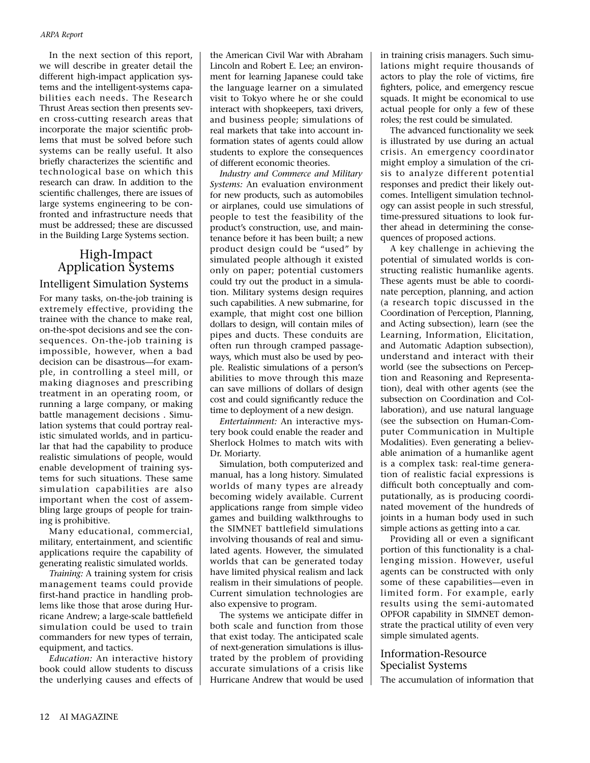In the next section of this report, we will describe in greater detail the different high-impact application systems and the intelligent-systems capabilities each needs. The Research Thrust Areas section then presents seven cross-cutting research areas that incorporate the major scientific problems that must be solved before such systems can be really useful. It also briefly characterizes the scientific and technological base on which this research can draw. In addition to the scientific challenges, there are issues of large systems engineering to be confronted and infrastructure needs that must be addressed; these are discussed in the Building Large Systems section.

## High-Impact Application Systems

### Intelligent Simulation Systems

For many tasks, on-the-job training is extremely effective, providing the trainee with the chance to make real, on-the-spot decisions and see the consequences. On-the-job training is impossible, however, when a bad decision can be disastrous—for example, in controlling a steel mill, or making diagnoses and prescribing treatment in an operating room, or running a large company, or making battle management decisions . Simulation systems that could portray realistic simulated worlds, and in particular that had the capability to produce realistic simulations of people, would enable development of training systems for such situations. These same simulation capabilities are also important when the cost of assembling large groups of people for training is prohibitive.

Many educational, commercial, military, entertainment, and scientific applications require the capability of generating realistic simulated worlds.

*Training:* A training system for crisis management teams could provide first-hand practice in handling problems like those that arose during Hurricane Andrew; a large-scale battlefield simulation could be used to train commanders for new types of terrain, equipment, and tactics.

*Education:* An interactive history book could allow students to discuss the underlying causes and effects of the American Civil War with Abraham Lincoln and Robert E. Lee; an environment for learning Japanese could take the language learner on a simulated visit to Tokyo where he or she could interact with shopkeepers, taxi drivers, and business people; simulations of real markets that take into account information states of agents could allow students to explore the consequences of different economic theories.

*Industry and Commerce and Military Systems:* An evaluation environment for new products, such as automobiles or airplanes, could use simulations of people to test the feasibility of the product's construction, use, and maintenance before it has been built; a new product design could be "used" by simulated people although it existed only on paper; potential customers could try out the product in a simulation. Military systems design requires such capabilities. A new submarine, for example, that might cost one billion dollars to design, will contain miles of pipes and ducts. These conduits are often run through cramped passageways, which must also be used by people. Realistic simulations of a person's abilities to move through this maze can save millions of dollars of design cost and could significantly reduce the time to deployment of a new design.

*Entertainment:* An interactive mystery book could enable the reader and Sherlock Holmes to match wits with Dr. Moriarty.

Simulation, both computerized and manual, has a long history. Simulated worlds of many types are already becoming widely available. Current applications range from simple video games and building walkthroughs to the SIMNET battlefield simulations involving thousands of real and simulated agents. However, the simulated worlds that can be generated today have limited physical realism and lack realism in their simulations of people. Current simulation technologies are also expensive to program.

The systems we anticipate differ in both scale and function from those that exist today. The anticipated scale of next-generation simulations is illustrated by the problem of providing accurate simulations of a crisis like Hurricane Andrew that would be used in training crisis managers. Such simulations might require thousands of actors to play the role of victims, fire fighters, police, and emergency rescue squads. It might be economical to use actual people for only a few of these roles; the rest could be simulated.

The advanced functionality we seek is illustrated by use during an actual crisis. An emergency coordinator might employ a simulation of the crisis to analyze different potential responses and predict their likely outcomes. Intelligent simulation technology can assist people in such stressful, time-pressured situations to look further ahead in determining the consequences of proposed actions.

A key challenge in achieving the potential of simulated worlds is constructing realistic humanlike agents. These agents must be able to coordinate perception, planning, and action (a research topic discussed in the Coordination of Perception, Planning, and Acting subsection), learn (see the Learning, Information, Elicitation, and Automatic Adaption subsection), understand and interact with their world (see the subsections on Perception and Reasoning and Representation), deal with other agents (see the subsection on Coordination and Collaboration), and use natural language (see the subsection on Human-Computer Communication in Multiple Modalities). Even generating a believable animation of a humanlike agent is a complex task: real-time generation of realistic facial expressions is difficult both conceptually and computationally, as is producing coordinated movement of the hundreds of joints in a human body used in such simple actions as getting into a car.

Providing all or even a significant portion of this functionality is a challenging mission. However, useful agents can be constructed with only some of these capabilities—even in limited form. For example, early results using the semi-automated OPFOR capability in SIMNET demonstrate the practical utility of even very simple simulated agents.

### Information-Resource Specialist Systems

The accumulation of information that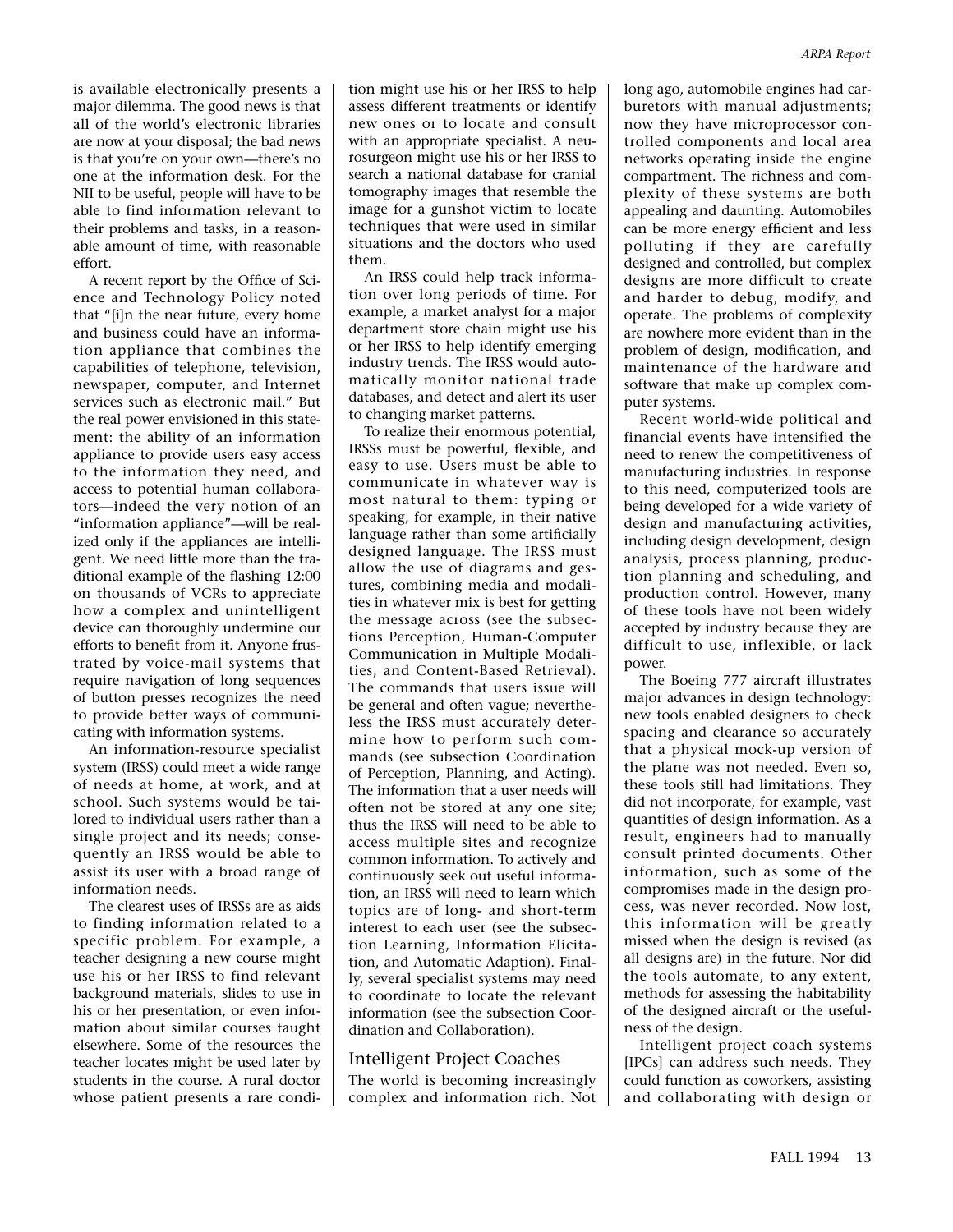is available electronically presents a major dilemma. The good news is that all of the world's electronic libraries are now at your disposal; the bad news is that you're on your own—there's no one at the information desk. For the NII to be useful, people will have to be able to find information relevant to their problems and tasks, in a reasonable amount of time, with reasonable effort.

A recent report by the Office of Science and Technology Policy noted that "[i]n the near future, every home and business could have an information appliance that combines the capabilities of telephone, television, newspaper, computer, and Internet services such as electronic mail." But the real power envisioned in this statement: the ability of an information appliance to provide users easy access to the information they need, and access to potential human collaborators—indeed the very notion of an "information appliance"—will be realized only if the appliances are intelligent. We need little more than the traditional example of the flashing 12:00 on thousands of VCRs to appreciate how a complex and unintelligent device can thoroughly undermine our efforts to benefit from it. Anyone frustrated by voice-mail systems that require navigation of long sequences of button presses recognizes the need to provide better ways of communicating with information systems.

An information-resource specialist system (IRSS) could meet a wide range of needs at home, at work, and at school. Such systems would be tailored to individual users rather than a single project and its needs; consequently an IRSS would be able to assist its user with a broad range of information needs.

The clearest uses of IRSSs are as aids to finding information related to a specific problem. For example, a teacher designing a new course might use his or her IRSS to find relevant background materials, slides to use in his or her presentation, or even information about similar courses taught elsewhere. Some of the resources the teacher locates might be used later by students in the course. A rural doctor whose patient presents a rare condition might use his or her IRSS to help assess different treatments or identify new ones or to locate and consult with an appropriate specialist. A neurosurgeon might use his or her IRSS to search a national database for cranial tomography images that resemble the image for a gunshot victim to locate techniques that were used in similar situations and the doctors who used them.

An IRSS could help track information over long periods of time. For example, a market analyst for a major department store chain might use his or her IRSS to help identify emerging industry trends. The IRSS would automatically monitor national trade databases, and detect and alert its user to changing market patterns.

To realize their enormous potential, IRSSs must be powerful, flexible, and easy to use. Users must be able to communicate in whatever way is most natural to them: typing or speaking, for example, in their native language rather than some artificially designed language. The IRSS must allow the use of diagrams and gestures, combining media and modalities in whatever mix is best for getting the message across (see the subsections Perception, Human-Computer Communication in Multiple Modalities, and Content-Based Retrieval). The commands that users issue will be general and often vague; nevertheless the IRSS must accurately determine how to perform such commands (see subsection Coordination of Perception, Planning, and Acting). The information that a user needs will often not be stored at any one site; thus the IRSS will need to be able to access multiple sites and recognize common information. To actively and continuously seek out useful information, an IRSS will need to learn which topics are of long- and short-term interest to each user (see the subsection Learning, Information Elicitation, and Automatic Adaption). Finally, several specialist systems may need to coordinate to locate the relevant information (see the subsection Coordination and Collaboration).

## Intelligent Project Coaches

The world is becoming increasingly complex and information rich. Not long ago, automobile engines had carburetors with manual adjustments; now they have microprocessor controlled components and local area networks operating inside the engine compartment. The richness and complexity of these systems are both appealing and daunting. Automobiles can be more energy efficient and less polluting if they are carefully designed and controlled, but complex designs are more difficult to create and harder to debug, modify, and operate. The problems of complexity are nowhere more evident than in the problem of design, modification, and maintenance of the hardware and software that make up complex computer systems.

Recent world-wide political and financial events have intensified the need to renew the competitiveness of manufacturing industries. In response to this need, computerized tools are being developed for a wide variety of design and manufacturing activities, including design development, design analysis, process planning, production planning and scheduling, and production control. However, many of these tools have not been widely accepted by industry because they are difficult to use, inflexible, or lack power.

The Boeing 777 aircraft illustrates major advances in design technology: new tools enabled designers to check spacing and clearance so accurately that a physical mock-up version of the plane was not needed. Even so, these tools still had limitations. They did not incorporate, for example, vast quantities of design information. As a result, engineers had to manually consult printed documents. Other information, such as some of the compromises made in the design process, was never recorded. Now lost, this information will be greatly missed when the design is revised (as all designs are) in the future. Nor did the tools automate, to any extent, methods for assessing the habitability of the designed aircraft or the usefulness of the design.

Intelligent project coach systems [IPCs] can address such needs. They could function as coworkers, assisting and collaborating with design or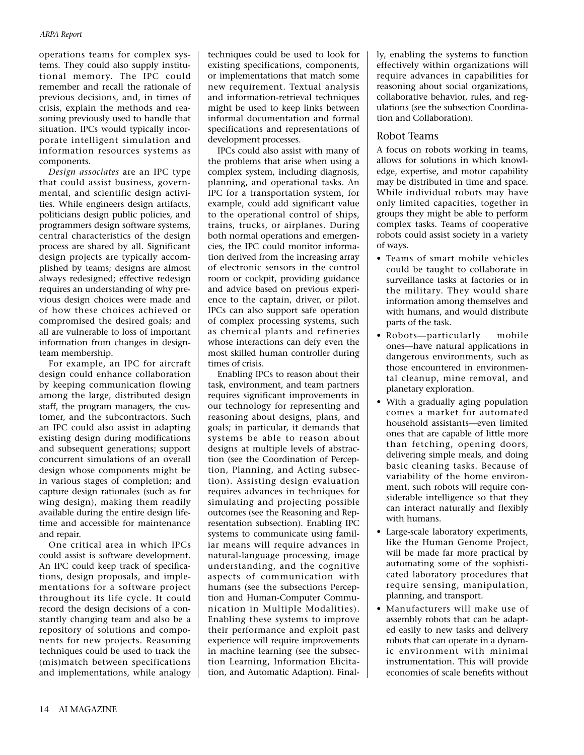operations teams for complex systems. They could also supply institutional memory. The IPC could remember and recall the rationale of previous decisions, and, in times of crisis, explain the methods and reasoning previously used to handle that situation. IPCs would typically incorporate intelligent simulation and information resources systems as components.

*Design associates* are an IPC type that could assist business, governmental, and scientific design activities. While engineers design artifacts, politicians design public policies, and programmers design software systems, central characteristics of the design process are shared by all. Significant design projects are typically accomplished by teams; designs are almost always redesigned; effective redesign requires an understanding of why previous design choices were made and of how these choices achieved or compromised the desired goals; and all are vulnerable to loss of important information from changes in design-team membership.

For example, an IPC for aircraft design could enhance collaboration by keeping communication flowing among the large, distributed design staff, the program managers, the customer, and the subcontractors. Such an IPC could also assist in adapting existing design during modifications and subsequent generations; support concurrent simulations of an overall design whose components might be in various stages of completion; and capture design rationales (such as for wing design), making them readily available during the entire design lifetime and accessible for maintenance and repair.

One critical area in which IPCs could assist is software development. An IPC could keep track of specifications, design proposals, and implementations for a software project throughout its life cycle. It could record the design decisions of a constantly changing team and also be a repository of solutions and components for new projects. Reasoning techniques could be used to track the (mis)match between specifications and implementations, while analogy techniques could be used to look for existing specifications, components, or implementations that match some new requirement. Textual analysis and information-retrieval techniques might be used to keep links between informal documentation and formal specifications and representations of development processes.

IPCs could also assist with many of the problems that arise when using a complex system, including diagnosis, planning, and operational tasks. An IPC for a transportation system, for example, could add significant value to the operational control of ships, trains, trucks, or airplanes. During both normal operations and emergencies, the IPC could monitor information derived from the increasing array of electronic sensors in the control room or cockpit, providing guidance and advice based on previous experience to the captain, driver, or pilot. IPCs can also support safe operation of complex processing systems, such as chemical plants and refineries whose interactions can defy even the most skilled human controller during times of crisis.

Enabling IPCs to reason about their task, environment, and team partners requires significant improvements in our technology for representing and reasoning about designs, plans, and goals; in particular, it demands that systems be able to reason about designs at multiple levels of abstraction (see the Coordination of Perception, Planning, and Acting subsection). Assisting design evaluation requires advances in techniques for simulating and projecting possible outcomes (see the Reasoning and Representation subsection). Enabling IPC systems to communicate using familiar means will require advances in natural-language processing, image understanding, and the cognitive aspects of communication with humans (see the subsections Perception and Human-Computer Communication in Multiple Modalities). Enabling these systems to improve their performance and exploit past experience will require improvements in machine learning (see the subsection Learning, Information Elicitation, and Automatic Adaption). Finally, enabling the systems to function effectively within organizations will require advances in capabilities for reasoning about social organizations, collaborative behavior, rules, and regulations (see the subsection Coordination and Collaboration).

## Robot Teams

A focus on robots working in teams, allows for solutions in which knowledge, expertise, and motor capability may be distributed in time and space. While individual robots may have only limited capacities, together in groups they might be able to perform complex tasks. Teams of cooperative robots could assist society in a variety of ways.

- Teams of smart mobile vehicles could be taught to collaborate in surveillance tasks at factories or in the military. They would share information among themselves and with humans, and would distribute parts of the task.
- Robots—particularly mobile ones—have natural applications in dangerous environments, such as those encountered in environmental cleanup, mine removal, and planetary exploration.
- With a gradually aging population comes a market for automated household assistants—even limited ones that are capable of little more than fetching, opening doors, delivering simple meals, and doing basic cleaning tasks. Because of variability of the home environment, such robots will require considerable intelligence so that they can interact naturally and flexibly with humans.
- Large-scale laboratory experiments, like the Human Genome Project, will be made far more practical by automating some of the sophisticated laboratory procedures that require sensing, manipulation, planning, and transport.
- Manufacturers will make use of assembly robots that can be adapted easily to new tasks and delivery robots that can operate in a dynamic environment with minimal instrumentation. This will provide economies of scale benefits without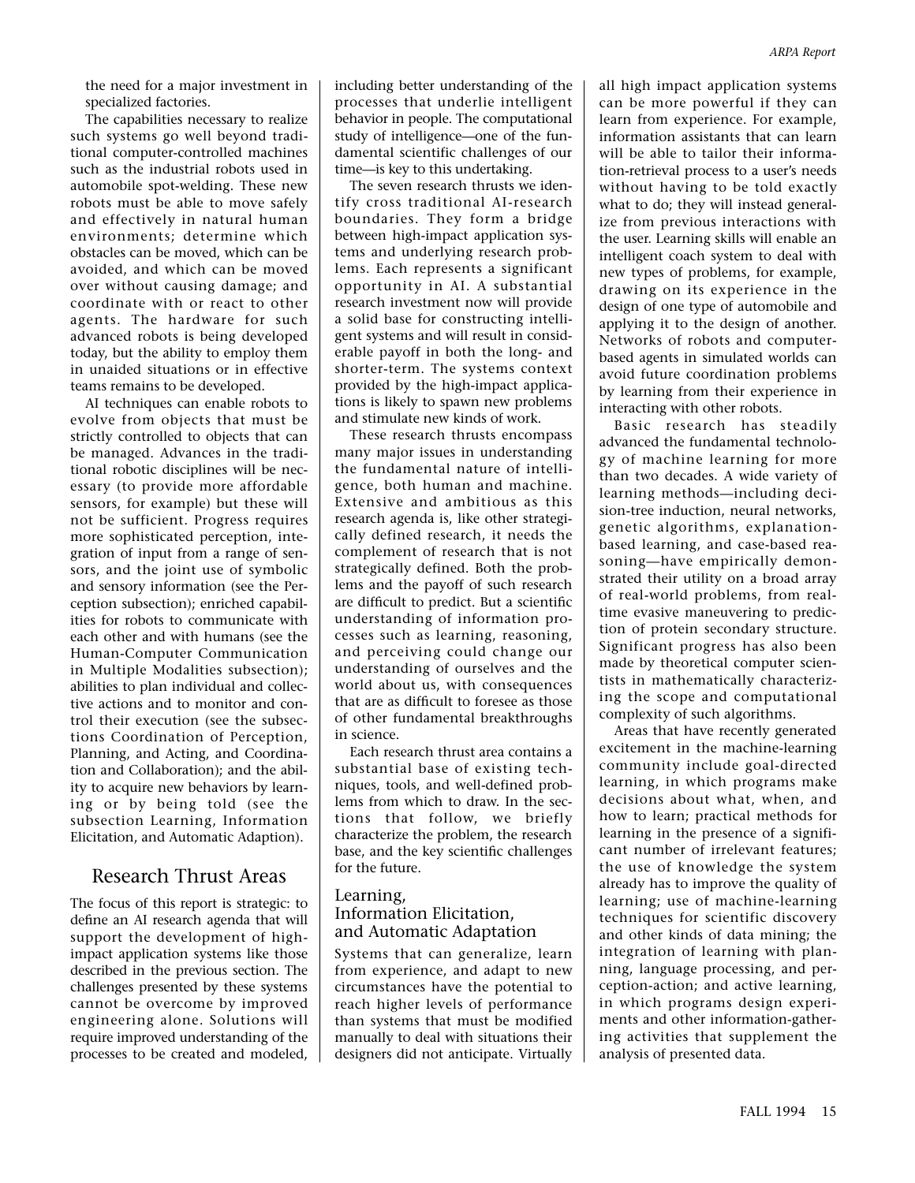the need for a major investment in specialized factories.

The capabilities necessary to realize such systems go well beyond traditional computer-controlled machines such as the industrial robots used in automobile spot-welding. These new robots must be able to move safely and effectively in natural human environments; determine which obstacles can be moved, which can be avoided, and which can be moved over without causing damage; and coordinate with or react to other agents. The hardware for such advanced robots is being developed today, but the ability to employ them in unaided situations or in effective teams remains to be developed.

AI techniques can enable robots to evolve from objects that must be strictly controlled to objects that can be managed. Advances in the traditional robotic disciplines will be necessary (to provide more affordable sensors, for example) but these will not be sufficient. Progress requires more sophisticated perception, integration of input from a range of sensors, and the joint use of symbolic and sensory information (see the Perception subsection); enriched capabilities for robots to communicate with each other and with humans (see the Human-Computer Communication in Multiple Modalities subsection); abilities to plan individual and collective actions and to monitor and control their execution (see the subsections Coordination of Perception, Planning, and Acting, and Coordination and Collaboration); and the ability to acquire new behaviors by learning or by being told (see the subsection Learning, Information Elicitation, and Automatic Adaption).

## Research Thrust Areas

The focus of this report is strategic: to define an AI research agenda that will support the development of high-impact application systems like those described in the previous section. The challenges presented by these systems cannot be overcome by improved engineering alone. Solutions will require improved understanding of the processes to be created and modeled, including better understanding of the processes that underlie intelligent behavior in people. The computational study of intelligence—one of the fundamental scientific challenges of our time—is key to this undertaking.

The seven research thrusts we identify cross traditional AI-research boundaries. They form a bridge between high-impact application systems and underlying research problems. Each represents a significant opportunity in AI. A substantial research investment now will provide a solid base for constructing intelligent systems and will result in considerable payoff in both the long- and shorter-term. The systems context provided by the high-impact applications is likely to spawn new problems and stimulate new kinds of work.

These research thrusts encompass many major issues in understanding the fundamental nature of intelligence, both human and machine. Extensive and ambitious as this research agenda is, like other strategically defined research, it needs the complement of research that is not strategically defined. Both the problems and the payoff of such research are difficult to predict. But a scientific understanding of information processes such as learning, reasoning, and perceiving could change our understanding of ourselves and the world about us, with consequences that are as difficult to foresee as those of other fundamental breakthroughs in science.

Each research thrust area contains a substantial base of existing techniques, tools, and well-defined problems from which to draw. In the sections that follow, we briefly characterize the problem, the research base, and the key scientific challenges for the future.

### Learning, Information Elicitation, and Automatic Adaptation

Systems that can generalize, learn from experience, and adapt to new circumstances have the potential to reach higher levels of performance than systems that must be modified manually to deal with situations their designers did not anticipate. Virtually all high impact application systems can be more powerful if they can learn from experience. For example, information assistants that can learn will be able to tailor their information-retrieval process to a user's needs without having to be told exactly what to do; they will instead generalize from previous interactions with the user. Learning skills will enable an intelligent coach system to deal with new types of problems, for example, drawing on its experience in the design of one type of automobile and applying it to the design of another. Networks of robots and computer-based agents in simulated worlds can avoid future coordination problems by learning from their experience in interacting with other robots.

Basic research has steadily advanced the fundamental technology of machine learning for more than two decades. A wide variety of learning methods—including decision-tree induction, neural networks, genetic algorithms, explanation-based learning, and case-based reasoning—have empirically demonstrated their utility on a broad array of real-world problems, from real-time evasive maneuvering to prediction of protein secondary structure. Significant progress has also been made by theoretical computer scientists in mathematically characterizing the scope and computational complexity of such algorithms.

Areas that have recently generated excitement in the machine-learning community include goal-directed learning, in which programs make decisions about what, when, and how to learn; practical methods for learning in the presence of a significant number of irrelevant features; the use of knowledge the system already has to improve the quality of learning; use of machine-learning techniques for scientific discovery and other kinds of data mining; the integration of learning with planning, language processing, and perception-action; and active learning, in which programs design experiments and other information-gathering activities that supplement the analysis of presented data.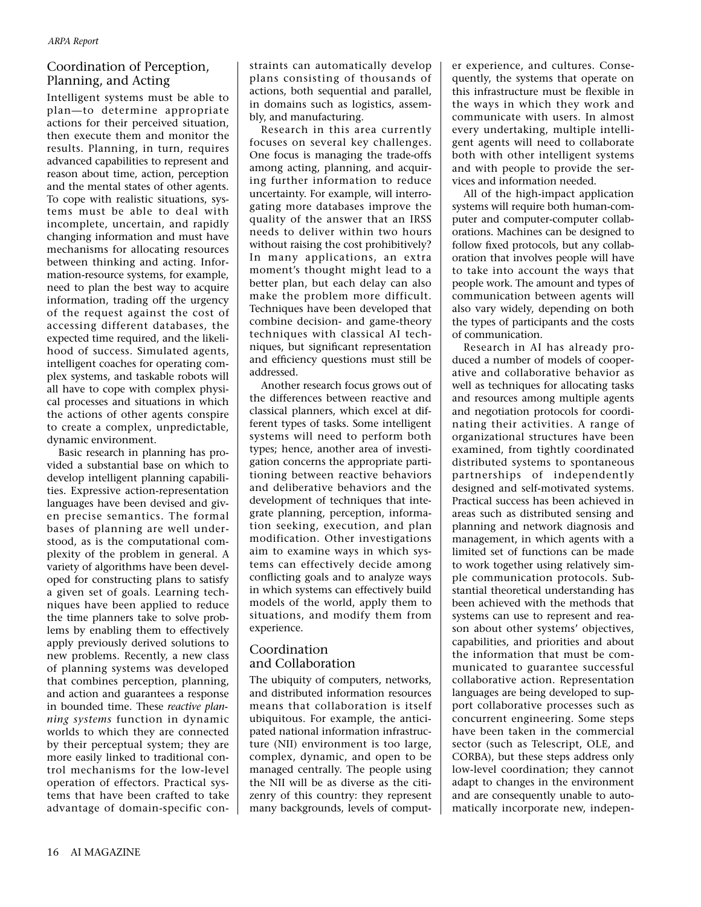## Coordination of Perception, Planning, and Acting

Intelligent systems must be able to plan—to determine appropriate actions for their perceived situation, then execute them and monitor the results. Planning, in turn, requires advanced capabilities to represent and reason about time, action, perception and the mental states of other agents. To cope with realistic situations, systems must be able to deal with incomplete, uncertain, and rapidly changing information and must have mechanisms for allocating resources between thinking and acting. Information-resource systems, for example, need to plan the best way to acquire information, trading off the urgency of the request against the cost of accessing different databases, the expected time required, and the likelihood of success. Simulated agents, intelligent coaches for operating complex systems, and taskable robots will all have to cope with complex physical processes and situations in which the actions of other agents conspire to create a complex, unpredictable, dynamic environment.

Basic research in planning has provided a substantial base on which to develop intelligent planning capabilities. Expressive action-representation languages have been devised and given precise semantics. The formal bases of planning are well understood, as is the computational complexity of the problem in general. A variety of algorithms have been developed for constructing plans to satisfy a given set of goals. Learning techniques have been applied to reduce the time planners take to solve problems by enabling them to effectively apply previously derived solutions to new problems. Recently, a new class of planning systems was developed that combines perception, planning, and action and guarantees a response in bounded time. These *reactive planning systems* function in dynamic worlds to which they are connected by their perceptual system; they are more easily linked to traditional control mechanisms for the low-level operation of effectors. Practical systems that have been crafted to take advantage of domain-specific constraints can automatically develop plans consisting of thousands of actions, both sequential and parallel, in domains such as logistics, assembly, and manufacturing.

Research in this area currently focuses on several key challenges. One focus is managing the trade-offs among acting, planning, and acquiring further information to reduce uncertainty. For example, will interrogating more databases improve the quality of the answer that an IRSS needs to deliver within two hours without raising the cost prohibitively? In many applications, an extra moment's thought might lead to a better plan, but each delay can also make the problem more difficult. Techniques have been developed that combine decision- and game-theory techniques with classical AI techniques, but significant representation and efficiency questions must still be addressed.

Another research focus grows out of the differences between reactive and classical planners, which excel at different types of tasks. Some intelligent systems will need to perform both types; hence, another area of investigation concerns the appropriate partitioning between reactive behaviors and deliberative behaviors and the development of techniques that integrate planning, perception, information seeking, execution, and plan modification. Other investigations aim to examine ways in which systems can effectively decide among conflicting goals and to analyze ways in which systems can effectively build models of the world, apply them to situations, and modify them from experience.

## Coordination and Collaboration

The ubiquity of computers, networks, and distributed information resources means that collaboration is itself ubiquitous. For example, the anticipated national information infrastructure (NII) environment is too large, complex, dynamic, and open to be managed centrally. The people using the NII will be as diverse as the citizenry of this country: they represent many backgrounds, levels of computer experience, and cultures. Consequently, the systems that operate on this infrastructure must be flexible in the ways in which they work and communicate with users. In almost every undertaking, multiple intelligent agents will need to collaborate both with other intelligent systems and with people to provide the services and information needed.

All of the high-impact application systems will require both human-computer and computer-computer collaborations. Machines can be designed to follow fixed protocols, but any collaboration that involves people will have to take into account the ways that people work. The amount and types of communication between agents will also vary widely, depending on both the types of participants and the costs of communication.

Research in AI has already produced a number of models of cooperative and collaborative behavior as well as techniques for allocating tasks and resources among multiple agents and negotiation protocols for coordinating their activities. A range of organizational structures have been examined, from tightly coordinated distributed systems to spontaneous partnerships of independently designed and self-motivated systems. Practical success has been achieved in areas such as distributed sensing and planning and network diagnosis and management, in which agents with a limited set of functions can be made to work together using relatively simple communication protocols. Substantial theoretical understanding has been achieved with the methods that systems can use to represent and reason about other systems' objectives, capabilities, and priorities and about the information that must be communicated to guarantee successful collaborative action. Representation languages are being developed to support collaborative processes such as concurrent engineering. Some steps have been taken in the commercial sector (such as Telescript, OLE, and CORBA), but these steps address only low-level coordination; they cannot adapt to changes in the environment and are consequently unable to automatically incorporate new, indepen-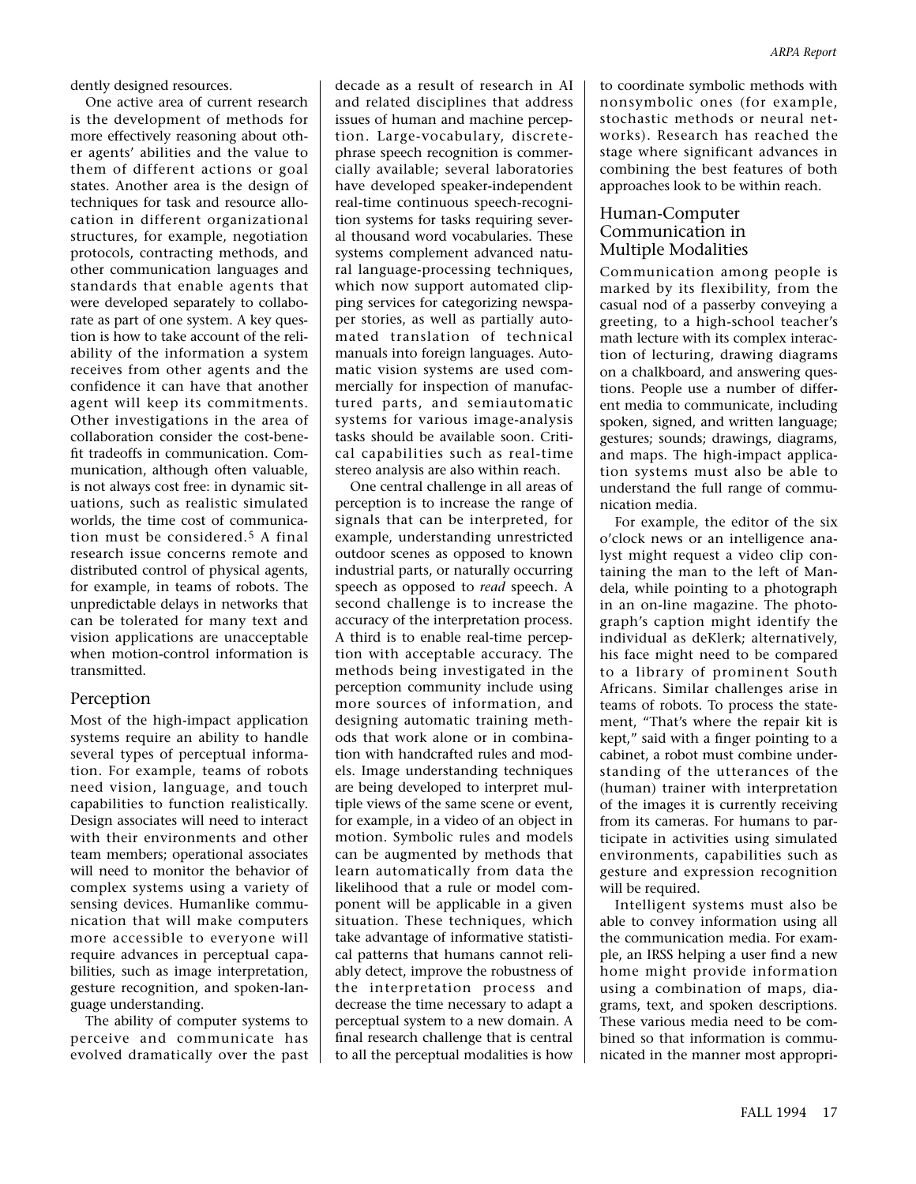dently designed resources.

One active area of current research is the development of methods for more effectively reasoning about other agents' abilities and the value to them of different actions or goal states. Another area is the design of techniques for task and resource allocation in different organizational structures, for example, negotiation protocols, contracting methods, and other communication languages and standards that enable agents that were developed separately to collaborate as part of one system. A key question is how to take account of the reliability of the information a system receives from other agents and the confidence it can have that another agent will keep its commitments. Other investigations in the area of collaboration consider the cost-benefit tradeoffs in communication. Communication, although often valuable, is not always cost free: in dynamic situations, such as realistic simulated worlds, the time cost of communication must be considered.[5] A final research issue concerns remote and distributed control of physical agents, for example, in teams of robots. The unpredictable delays in networks that can be tolerated for many text and vision applications are unacceptable when motion-control information is transmitted.

## Perception

Most of the high-impact application systems require an ability to handle several types of perceptual information. For example, teams of robots need vision, language, and touch capabilities to function realistically. Design associates will need to interact with their environments and other team members; operational associates will need to monitor the behavior of complex systems using a variety of sensing devices. Humanlike communication that will make computers more accessible to everyone will require advances in perceptual capabilities, such as image interpretation, gesture recognition, and spoken-language understanding.

The ability of computer systems to perceive and communicate has evolved dramatically over the past decade as a result of research in AI and related disciplines that address issues of human and machine perception. Large-vocabulary, discrete-phrase speech recognition is commercially available; several laboratories have developed speaker-independent real-time continuous speech-recognition systems for tasks requiring several thousand word vocabularies. These systems complement advanced natural language-processing techniques, which now support automated clipping services for categorizing newspaper stories, as well as partially automated translation of technical manuals into foreign languages. Automatic vision systems are used commercially for inspection of manufactured parts, and semiautomatic systems for various image-analysis tasks should be available soon. Critical capabilities such as real-time stereo analysis are also within reach.

One central challenge in all areas of perception is to increase the range of signals that can be interpreted, for example, understanding unrestricted outdoor scenes as opposed to known industrial parts, or naturally occurring speech as opposed to *read* speech. A second challenge is to increase the accuracy of the interpretation process. A third is to enable real-time perception with acceptable accuracy. The methods being investigated in the perception community include using more sources of information, and designing automatic training methods that work alone or in combination with handcrafted rules and models. Image understanding techniques are being developed to interpret multiple views of the same scene or event, for example, in a video of an object in motion. Symbolic rules and models can be augmented by methods that learn automatically from data the likelihood that a rule or model component will be applicable in a given situation. These techniques, which take advantage of informative statistical patterns that humans cannot reliably detect, improve the robustness of the interpretation process and decrease the time necessary to adapt a perceptual system to a new domain. A final research challenge that is central to all the perceptual modalities is how to coordinate symbolic methods with nonsymbolic ones (for example, stochastic methods or neural networks). Research has reached the stage where significant advances in combining the best features of both approaches look to be within reach.

## Human-Computer Communication in Multiple Modalities

Communication among people is marked by its flexibility, from the casual nod of a passerby conveying a greeting, to a high-school teacher's math lecture with its complex interaction of lecturing, drawing diagrams on a chalkboard, and answering questions. People use a number of different media to communicate, including spoken, signed, and written language; gestures; sounds; drawings, diagrams, and maps. The high-impact application systems must also be able to understand the full range of communication media.

For example, the editor of the six o'clock news or an intelligence analyst might request a video clip containing the man to the left of Mandela, while pointing to a photograph in an on-line magazine. The photograph's caption might identify the individual as deKlerk; alternatively, his face might need to be compared to a library of prominent South Africans. Similar challenges arise in teams of robots. To process the statement, "That's where the repair kit is kept," said with a finger pointing to a cabinet, a robot must combine understanding of the utterances of the (human) trainer with interpretation of the images it is currently receiving from its cameras. For humans to participate in activities using simulated environments, capabilities such as gesture and expression recognition will be required.

Intelligent systems must also be able to convey information using all the communication media. For example, an IRSS helping a user find a new home might provide information using a combination of maps, diagrams, text, and spoken descriptions. These various media need to be combined so that information is communicated in the manner most appropri-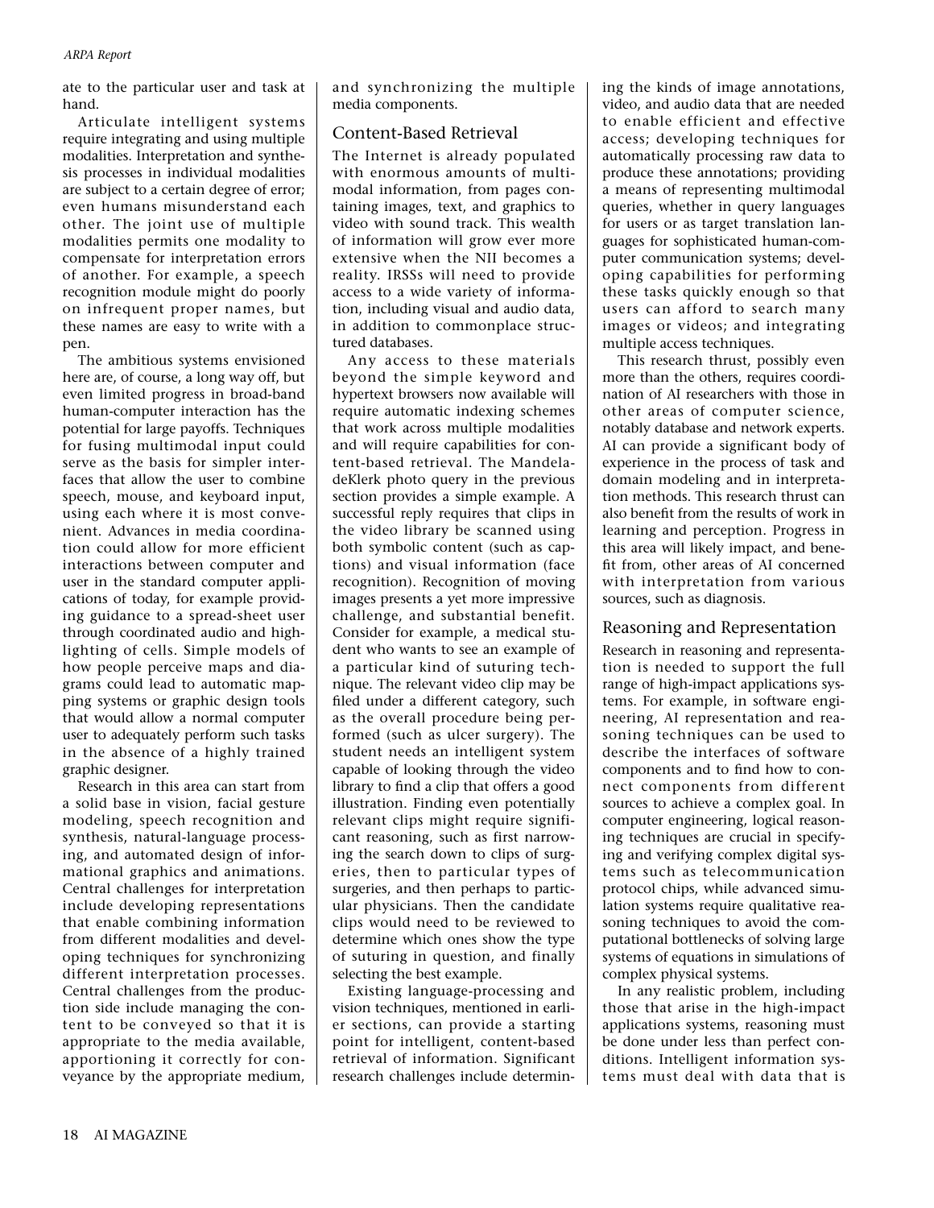ate to the particular user and task at hand.

Articulate intelligent systems require integrating and using multiple modalities. Interpretation and synthesis processes in individual modalities are subject to a certain degree of error; even humans misunderstand each other. The joint use of multiple modalities permits one modality to compensate for interpretation errors of another. For example, a speech recognition module might do poorly on infrequent proper names, but these names are easy to write with a pen.

The ambitious systems envisioned here are, of course, a long way off, but even limited progress in broad-band human-computer interaction has the potential for large payoffs. Techniques for fusing multimodal input could serve as the basis for simpler interfaces that allow the user to combine speech, mouse, and keyboard input, using each where it is most convenient. Advances in media coordination could allow for more efficient interactions between computer and user in the standard computer applications of today, for example providing guidance to a spread-sheet user through coordinated audio and highlighting of cells. Simple models of how people perceive maps and diagrams could lead to automatic mapping systems or graphic design tools that would allow a normal computer user to adequately perform such tasks in the absence of a highly trained graphic designer.

Research in this area can start from a solid base in vision, facial gesture modeling, speech recognition and synthesis, natural-language processing, and automated design of informational graphics and animations. Central challenges for interpretation include developing representations that enable combining information from different modalities and developing techniques for synchronizing different interpretation processes. Central challenges from the production side include managing the content to be conveyed so that it is appropriate to the media available, apportioning it correctly for conveyance by the appropriate medium, and synchronizing the multiple media components.

## Content-Based Retrieval

The Internet is already populated with enormous amounts of multimodal information, from pages containing images, text, and graphics to video with sound track. This wealth of information will grow ever more extensive when the NII becomes a reality. IRSSs will need to provide access to a wide variety of information, including visual and audio data, in addition to commonplace structured databases.

Any access to these materials beyond the simple keyword and hypertext browsers now available will require automatic indexing schemes that work across multiple modalities and will require capabilities for content-based retrieval. The Mandela-deKlerk photo query in the previous section provides a simple example. A successful reply requires that clips in the video library be scanned using both symbolic content (such as captions) and visual information (face recognition). Recognition of moving images presents a yet more impressive challenge, and substantial benefit. Consider for example, a medical student who wants to see an example of a particular kind of suturing technique. The relevant video clip may be filed under a different category, such as the overall procedure being performed (such as ulcer surgery). The student needs an intelligent system capable of looking through the video library to find a clip that offers a good illustration. Finding even potentially relevant clips might require significant reasoning, such as first narrowing the search down to clips of surgeries, then to particular types of surgeries, and then perhaps to particular physicians. Then the candidate clips would need to be reviewed to determine which ones show the type of suturing in question, and finally selecting the best example.

Existing language-processing and vision techniques, mentioned in earlier sections, can provide a starting point for intelligent, content-based retrieval of information. Significant research challenges include determining the kinds of image annotations, video, and audio data that are needed to enable efficient and effective access; developing techniques for automatically processing raw data to produce these annotations; providing a means of representing multimodal queries, whether in query languages for users or as target translation languages for sophisticated human-computer communication systems; developing capabilities for performing these tasks quickly enough so that users can afford to search many images or videos; and integrating multiple access techniques.

This research thrust, possibly even more than the others, requires coordination of AI researchers with those in other areas of computer science, notably database and network experts. AI can provide a significant body of experience in the process of task and domain modeling and in interpretation methods. This research thrust can also benefit from the results of work in learning and perception. Progress in this area will likely impact, and benefit from, other areas of AI concerned with interpretation from various sources, such as diagnosis.

## Reasoning and Representation

Research in reasoning and representation is needed to support the full range of high-impact applications systems. For example, in software engineering, AI representation and reasoning techniques can be used to describe the interfaces of software components and to find how to connect components from different sources to achieve a complex goal. In computer engineering, logical reasoning techniques are crucial in specifying and verifying complex digital systems such as telecommunication protocol chips, while advanced simulation systems require qualitative reasoning techniques to avoid the computational bottlenecks of solving large systems of equations in simulations of complex physical systems.

In any realistic problem, including those that arise in the high-impact applications systems, reasoning must be done under less than perfect conditions. Intelligent information systems must deal with data that is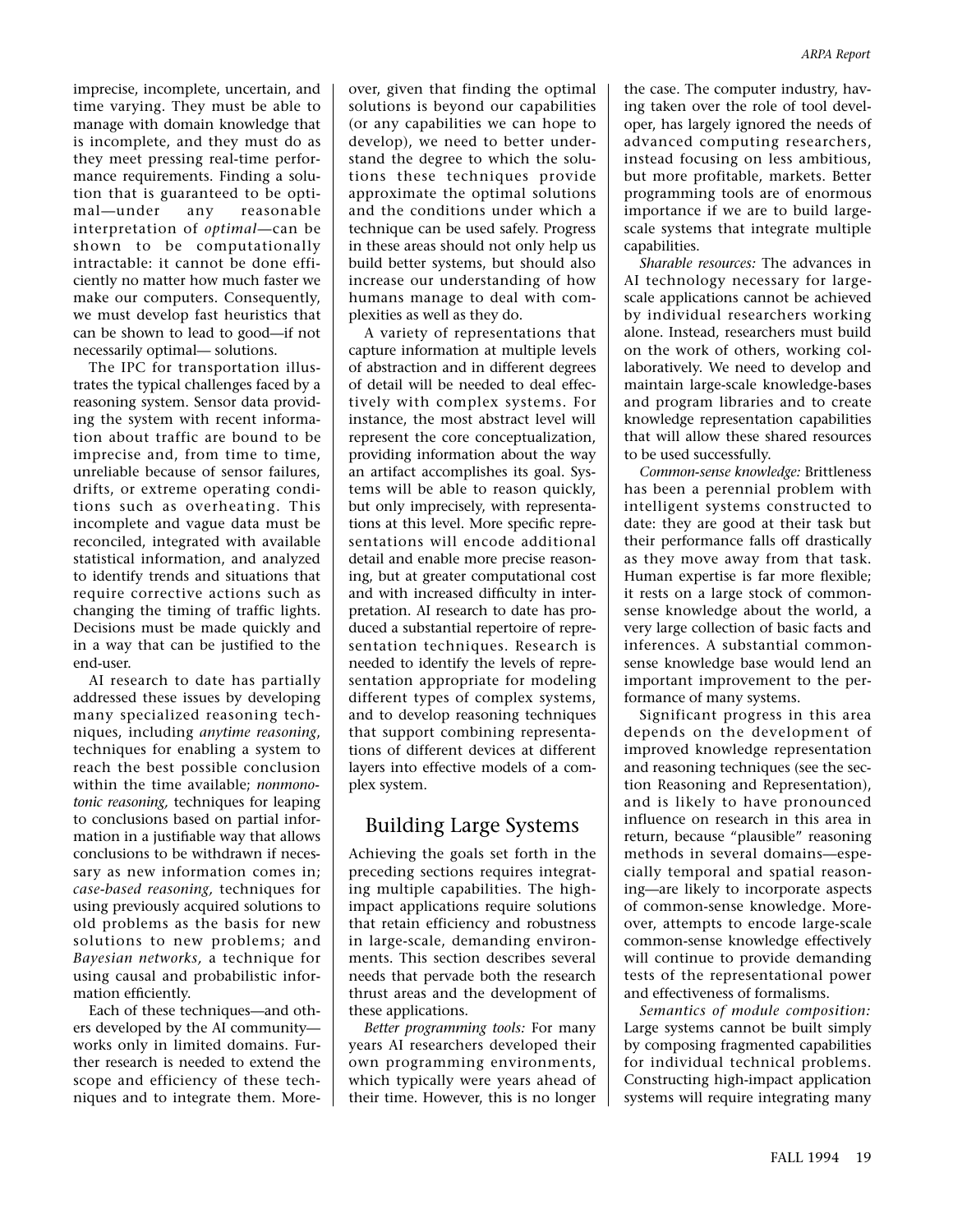imprecise, incomplete, uncertain, and time varying. They must be able to manage with domain knowledge that is incomplete, and they must do as they meet pressing real-time performance requirements. Finding a solution that is guaranteed to be optimal—under any reasonable interpretation of *optimal*—can be shown to be computationally intractable: it cannot be done efficiently no matter how much faster we make our computers. Consequently, we must develop fast heuristics that can be shown to lead to good—if not necessarily optimal— solutions.

The IPC for transportation illustrates the typical challenges faced by a reasoning system. Sensor data providing the system with recent information about traffic are bound to be imprecise and, from time to time, unreliable because of sensor failures, drifts, or extreme operating conditions such as overheating. This incomplete and vague data must be reconciled, integrated with available statistical information, and analyzed to identify trends and situations that require corrective actions such as changing the timing of traffic lights. Decisions must be made quickly and in a way that can be justified to the end-user.

AI research to date has partially addressed these issues by developing many specialized reasoning techniques, including *anytime reasoning*, techniques for enabling a system to reach the best possible conclusion within the time available; *nonmonotonic reasoning,* techniques for leaping to conclusions based on partial information in a justifiable way that allows conclusions to be withdrawn if necessary as new information comes in; *case-based reasoning,* techniques for using previously acquired solutions to old problems as the basis for new solutions to new problems; and *Bayesian networks,* a technique for using causal and probabilistic information efficiently.

Each of these techniques—and others developed by the AI community—works only in limited domains. Further research is needed to extend the scope and efficiency of these techniques and to integrate them. Moreover, given that finding the optimal solutions is beyond our capabilities (or any capabilities we can hope to develop), we need to better understand the degree to which the solutions these techniques provide approximate the optimal solutions and the conditions under which a technique can be used safely. Progress in these areas should not only help us build better systems, but should also increase our understanding of how humans manage to deal with complexities as well as they do.

A variety of representations that capture information at multiple levels of abstraction and in different degrees of detail will be needed to deal effectively with complex systems. For instance, the most abstract level will represent the core conceptualization, providing information about the way an artifact accomplishes its goal. Systems will be able to reason quickly, but only imprecisely, with representations at this level. More specific representations will encode additional detail and enable more precise reasoning, but at greater computational cost and with increased difficulty in interpretation. AI research to date has produced a substantial repertoire of representation techniques. Research is needed to identify the levels of representation appropriate for modeling different types of complex systems, and to develop reasoning techniques that support combining representations of different devices at different layers into effective models of a complex system.

## Building Large Systems

Achieving the goals set forth in the preceding sections requires integrating multiple capabilities. The high-impact applications require solutions that retain efficiency and robustness in large-scale, demanding environments. This section describes several needs that pervade both the research thrust areas and the development of these applications.

*Better programming tools:* For many years AI researchers developed their own programming environments, which typically were years ahead of their time. However, this is no longer the case. The computer industry, having taken over the role of tool developer, has largely ignored the needs of advanced computing researchers, instead focusing on less ambitious, but more profitable, markets. Better programming tools are of enormous importance if we are to build large-scale systems that integrate multiple capabilities.

*Sharable resources:* The advances in AI technology necessary for large-scale applications cannot be achieved by individual researchers working alone. Instead, researchers must build on the work of others, working collaboratively. We need to develop and maintain large-scale knowledge-bases and program libraries and to create knowledge representation capabilities that will allow these shared resources to be used successfully.

*Common-sense knowledge:* Brittleness has been a perennial problem with intelligent systems constructed to date: they are good at their task but their performance falls off drastically as they move away from that task. Human expertise is far more flexible; it rests on a large stock of common-sense knowledge about the world, a very large collection of basic facts and inferences. A substantial common-sense knowledge base would lend an important improvement to the performance of many systems.

Significant progress in this area depends on the development of improved knowledge representation and reasoning techniques (see the section Reasoning and Representation), and is likely to have pronounced influence on research in this area in return, because "plausible" reasoning methods in several domains—especially temporal and spatial reasoning—are likely to incorporate aspects of common-sense knowledge. Moreover, attempts to encode large-scale common-sense knowledge effectively will continue to provide demanding tests of the representational power and effectiveness of formalisms.

*Semantics of module composition:* Large systems cannot be built simply by composing fragmented capabilities for individual technical problems. Constructing high-impact application systems will require integrating many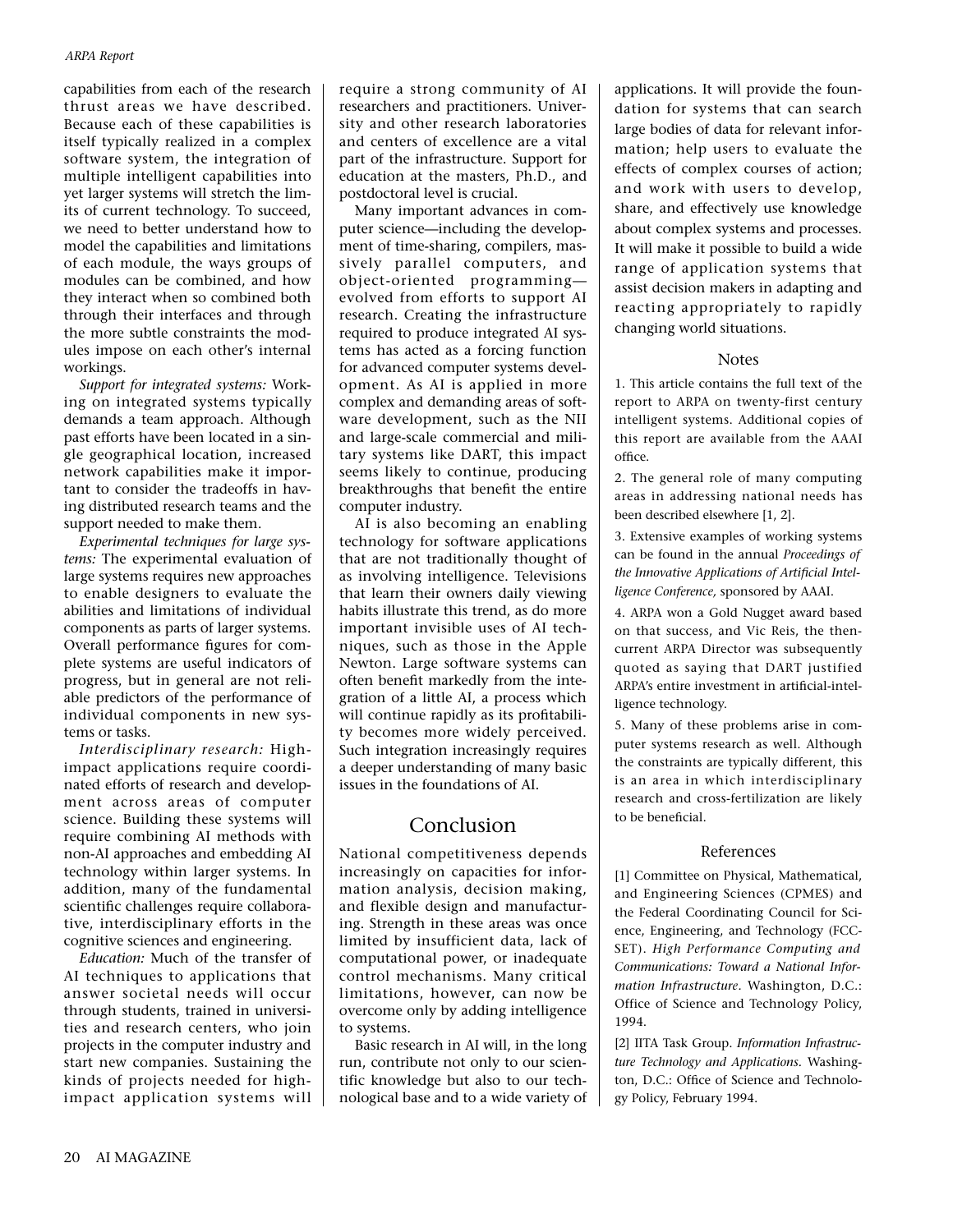capabilities from each of the research thrust areas we have described. Because each of these capabilities is itself typically realized in a complex software system, the integration of multiple intelligent capabilities into yet larger systems will stretch the limits of current technology. To succeed, we need to better understand how to model the capabilities and limitations of each module, the ways groups of modules can be combined, and how they interact when so combined both through their interfaces and through the more subtle constraints the modules impose on each other's internal workings.

*Support for integrated systems:* Working on integrated systems typically demands a team approach. Although past efforts have been located in a single geographical location, increased network capabilities make it important to consider the tradeoffs in having distributed research teams and the support needed to make them.

*Experimental techniques for large systems:* The experimental evaluation of large systems requires new approaches to enable designers to evaluate the abilities and limitations of individual components as parts of larger systems. Overall performance figures for complete systems are useful indicators of progress, but in general are not reliable predictors of the performance of individual components in new systems or tasks.

*Interdisciplinary research:* High-impact applications require coordinated efforts of research and development across areas of computer science. Building these systems will require combining AI methods with non-AI approaches and embedding AI technology within larger systems. In addition, many of the fundamental scientific challenges require collaborative, interdisciplinary efforts in the cognitive sciences and engineering.

*Education:* Much of the transfer of AI techniques to applications that answer societal needs will occur through students, trained in universities and research centers, who join projects in the computer industry and start new companies. Sustaining the kinds of projects needed for high-impact application systems will require a strong community of AI researchers and practitioners. University and other research laboratories and centers of excellence are a vital part of the infrastructure. Support for education at the masters, Ph.D., and postdoctoral level is crucial.

Many important advances in computer science—including the development of time-sharing, compilers, massively parallel computers, and object-oriented programming—evolved from efforts to support AI research. Creating the infrastructure required to produce integrated AI systems has acted as a forcing function for advanced computer systems development. As AI is applied in more complex and demanding areas of software development, such as the NII and large-scale commercial and military systems like DART, this impact seems likely to continue, producing breakthroughs that benefit the entire computer industry.

AI is also becoming an enabling technology for software applications that are not traditionally thought of as involving intelligence. Televisions that learn their owners daily viewing habits illustrate this trend, as do more important invisible uses of AI techniques, such as those in the Apple Newton. Large software systems can often benefit markedly from the integration of a little AI, a process which will continue rapidly as its profitability becomes more widely perceived. Such integration increasingly requires a deeper understanding of many basic issues in the foundations of AI.

## Conclusion

National competitiveness depends increasingly on capacities for information analysis, decision making, and flexible design and manufacturing. Strength in these areas was once limited by insufficient data, lack of computational power, or inadequate control mechanisms. Many critical limitations, however, can now be overcome only by adding intelligence to systems.

Basic research in AI will, in the long run, contribute not only to our scientific knowledge but also to our technological base and to a wide variety of applications. It will provide the foundation for systems that can search large bodies of data for relevant information; help users to evaluate the effects of complex courses of action; and work with users to develop, share, and effectively use knowledge about complex systems and processes. It will make it possible to build a wide range of application systems that assist decision makers in adapting and reacting appropriately to rapidly changing world situations.

### Notes

1. This article contains the full text of the report to ARPA on twenty-first century intelligent systems. Additional copies of this report are available from the AAAI office.

2. The general role of many computing areas in addressing national needs has been described elsewhere [1, 2].

3. Extensive examples of working systems can be found in the annual *Proceedings of the Innovative Applications of Artificial Intelligence Conference,* sponsored by AAAI.

4. ARPA won a Gold Nugget award based on that success, and Vic Reis, the then-current ARPA Director was subsequently quoted as saying that DART justified ARPA's entire investment in artificial-intelligence technology.

5. Many of these problems arise in computer systems research as well. Although the constraints are typically different, this is an area in which interdisciplinary research and cross-fertilization are likely to be beneficial.

### References

[1] Committee on Physical, Mathematical, and Engineering Sciences (CPMES) and the Federal Coordinating Council for Science, Engineering, and Technology (FCCSET). *High Performance Computing and Communications: Toward a National Information Infrastructure*. Washington, D.C.: Office of Science and Technology Policy, 1994.

[2] IITA Task Group. *Information Infrastructure Technology and Applications.* Washington, D.C.: Office of Science and Technology Policy, February 1994.